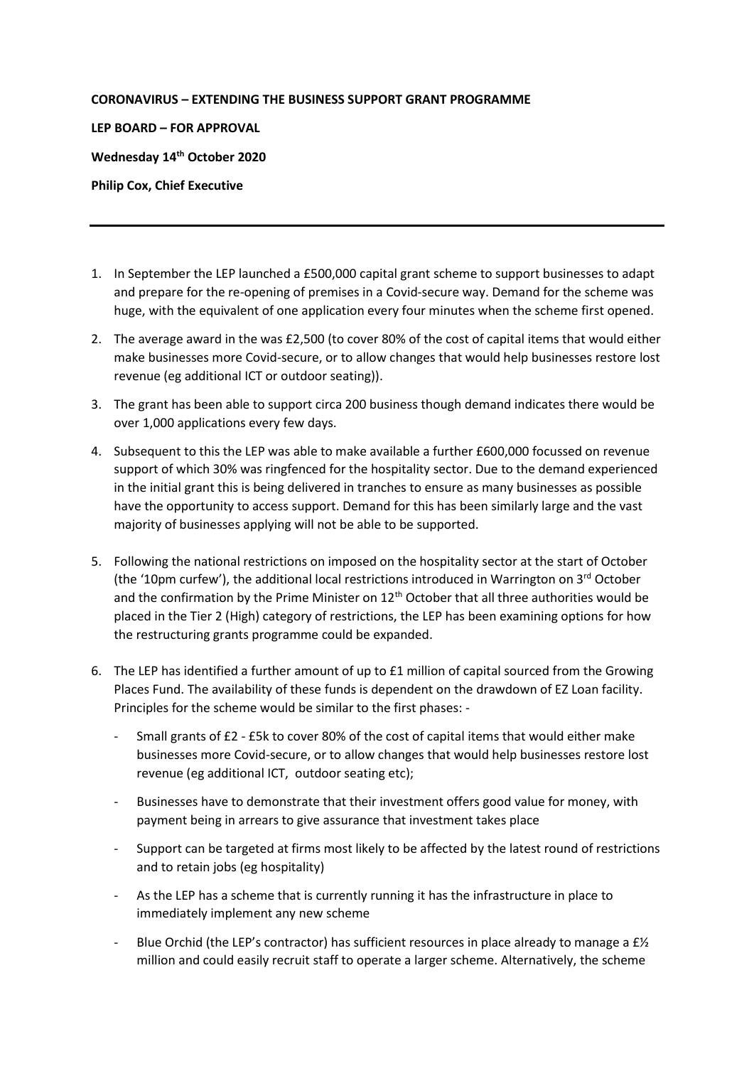**CORONAVIRUS – EXTENDING THE BUSINESS SUPPORT GRANT PROGRAMME**

**LEP BOARD – FOR APPROVAL**

**Wednesday 14th October 2020**

**Philip Cox, Chief Executive**

---

1. In September the LEP launched a £500,000 capital grant scheme to support businesses to adapt and prepare for the re-opening of premises in a Covid-secure way. Demand for the scheme was huge, with the equivalent of one application every four minutes when the scheme first opened.

2. The average award in the was £2,500 (to cover 80% of the cost of capital items that would either make businesses more Covid-secure, or to allow changes that would help businesses restore lost revenue (eg additional ICT or outdoor seating)).

3. The grant has been able to support circa 200 business though demand indicates there would be over 1,000 applications every few days.

4. Subsequent to this the LEP was able to make available a further £600,000 focussed on revenue support of which 30% was ringfenced for the hospitality sector. Due to the demand experienced in the initial grant this is being delivered in tranches to ensure as many businesses as possible have the opportunity to access support. Demand for this has been similarly large and the vast majority of businesses applying will not be able to be supported.

5. Following the national restrictions on imposed on the hospitality sector at the start of October (the '10pm curfew'), the additional local restrictions introduced in Warrington on 3rd October and the confirmation by the Prime Minister on 12th October that all three authorities would be placed in the Tier 2 (High) category of restrictions, the LEP has been examining options for how the restructuring grants programme could be expanded.

6. The LEP has identified a further amount of up to £1 million of capital sourced from the Growing Places Fund. The availability of these funds is dependent on the drawdown of EZ Loan facility. Principles for the scheme would be similar to the first phases: -
   - Small grants of £2 - £5k to cover 80% of the cost of capital items that would either make businesses more Covid-secure, or to allow changes that would help businesses restore lost revenue (eg additional ICT, outdoor seating etc);
   - Businesses have to demonstrate that their investment offers good value for money, with payment being in arrears to give assurance that investment takes place
   - Support can be targeted at firms most likely to be affected by the latest round of restrictions and to retain jobs (eg hospitality)
   - As the LEP has a scheme that is currently running it has the infrastructure in place to immediately implement any new scheme
   - Blue Orchid (the LEP's contractor) has sufficient resources in place already to manage a £½ million and could easily recruit staff to operate a larger scheme. Alternatively, the scheme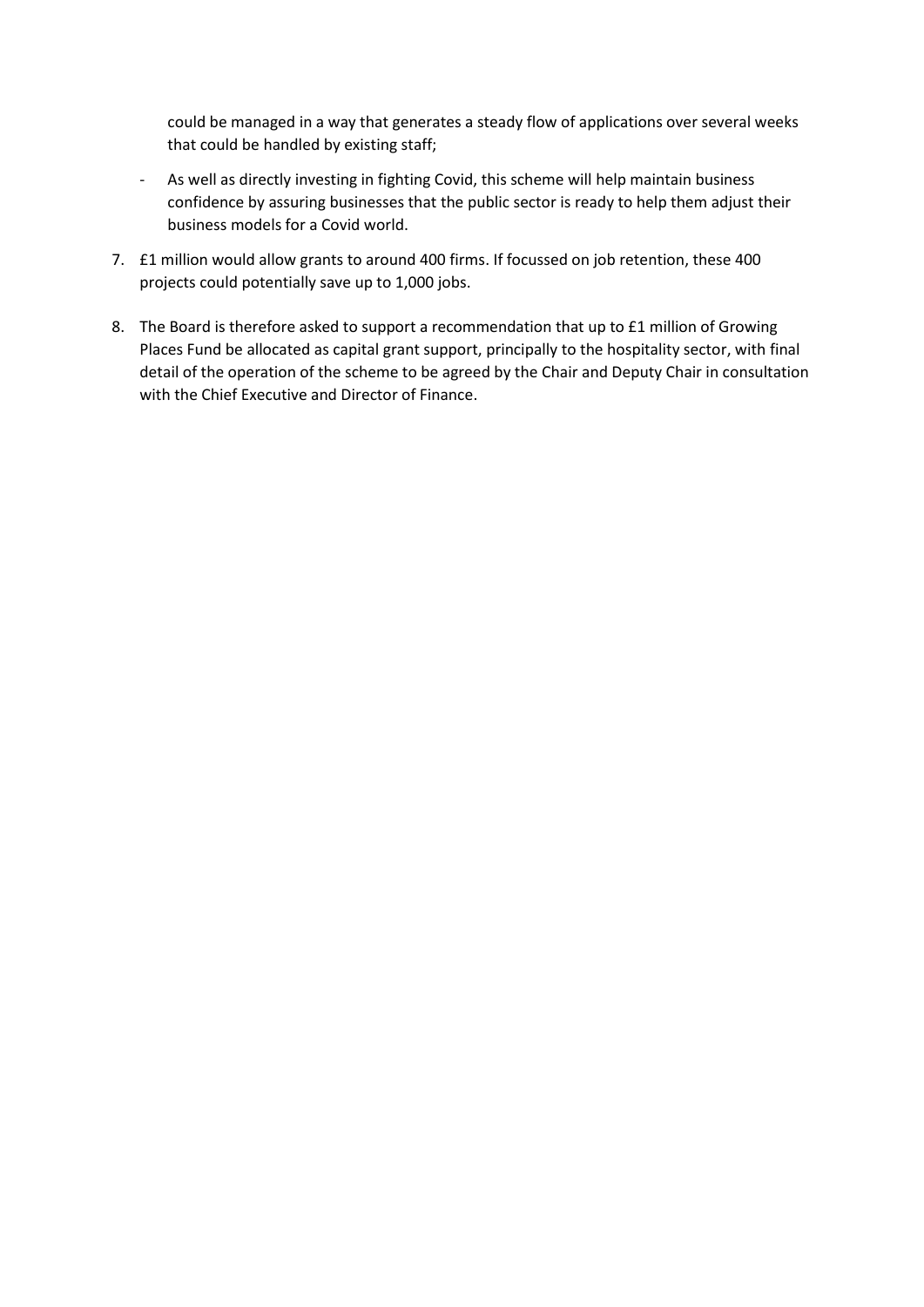could be managed in a way that generates a steady flow of applications over several weeks that could be handled by existing staff;

- As well as directly investing in fighting Covid, this scheme will help maintain business confidence by assuring businesses that the public sector is ready to help them adjust their business models for a Covid world.

7. £1 million would allow grants to around 400 firms. If focussed on job retention, these 400 projects could potentially save up to 1,000 jobs.

8. The Board is therefore asked to support a recommendation that up to £1 million of Growing Places Fund be allocated as capital grant support, principally to the hospitality sector, with final detail of the operation of the scheme to be agreed by the Chair and Deputy Chair in consultation with the Chief Executive and Director of Finance.